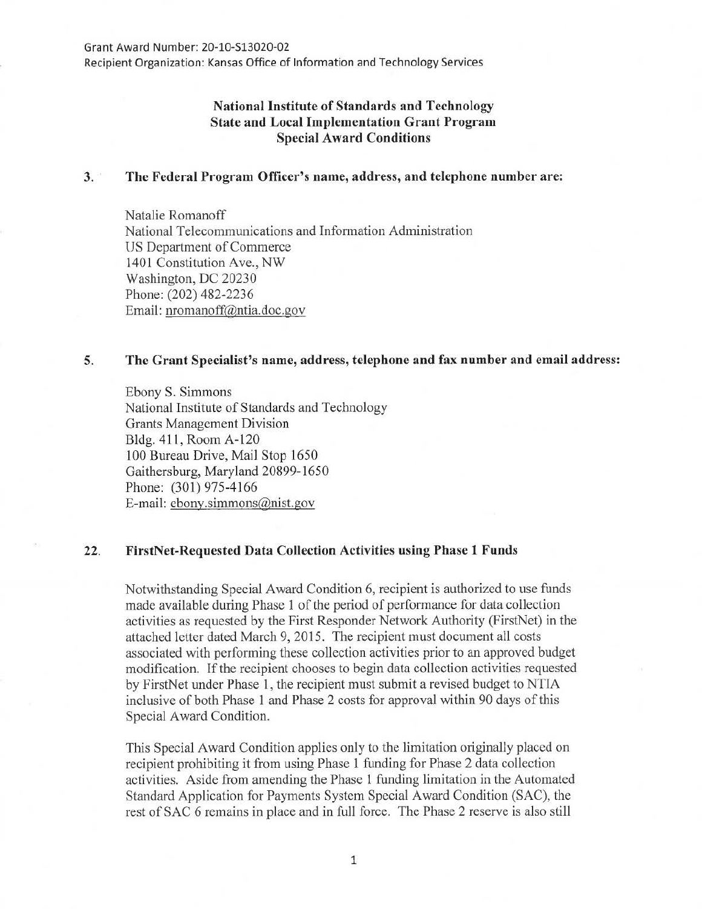Grant Award Number: 20-10-S13020-02
Recipient Organization: Kansas Office of Information and Technology Services

## National Institute of Standards and Technology
## State and Local Implementation Grant Program
## Special Award Conditions

**3. The Federal Program Officer's name, address, and telephone number are:**

Natalie Romanoff
National Telecommunications and Information Administration
US Department of Commerce
1401 Constitution Ave., NW
Washington, DC 20230
Phone: (202) 482-2236
Email: nromanoff@ntia.doc.gov

**5. The Grant Specialist's name, address, telephone and fax number and email address:**

Ebony S. Simmons
National Institute of Standards and Technology
Grants Management Division
Bldg. 411, Room A-120
100 Bureau Drive, Mail Stop 1650
Gaithersburg, Maryland 20899-1650
Phone: (301) 975-4166
E-mail: ebony.simmons@nist.gov

**22. FirstNet-Requested Data Collection Activities using Phase 1 Funds**

Notwithstanding Special Award Condition 6, recipient is authorized to use funds made available during Phase 1 of the period of performance for data collection activities as requested by the First Responder Network Authority (FirstNet) in the attached letter dated March 9, 2015. The recipient must document all costs associated with performing these collection activities prior to an approved budget modification. If the recipient chooses to begin data collection activities requested by FirstNet under Phase 1, the recipient must submit a revised budget to NTIA inclusive of both Phase 1 and Phase 2 costs for approval within 90 days of this Special Award Condition.

This Special Award Condition applies only to the limitation originally placed on recipient prohibiting it from using Phase 1 funding for Phase 2 data collection activities. Aside from amending the Phase 1 funding limitation in the Automated Standard Application for Payments System Special Award Condition (SAC), the rest of SAC 6 remains in place and in full force. The Phase 2 reserve is also still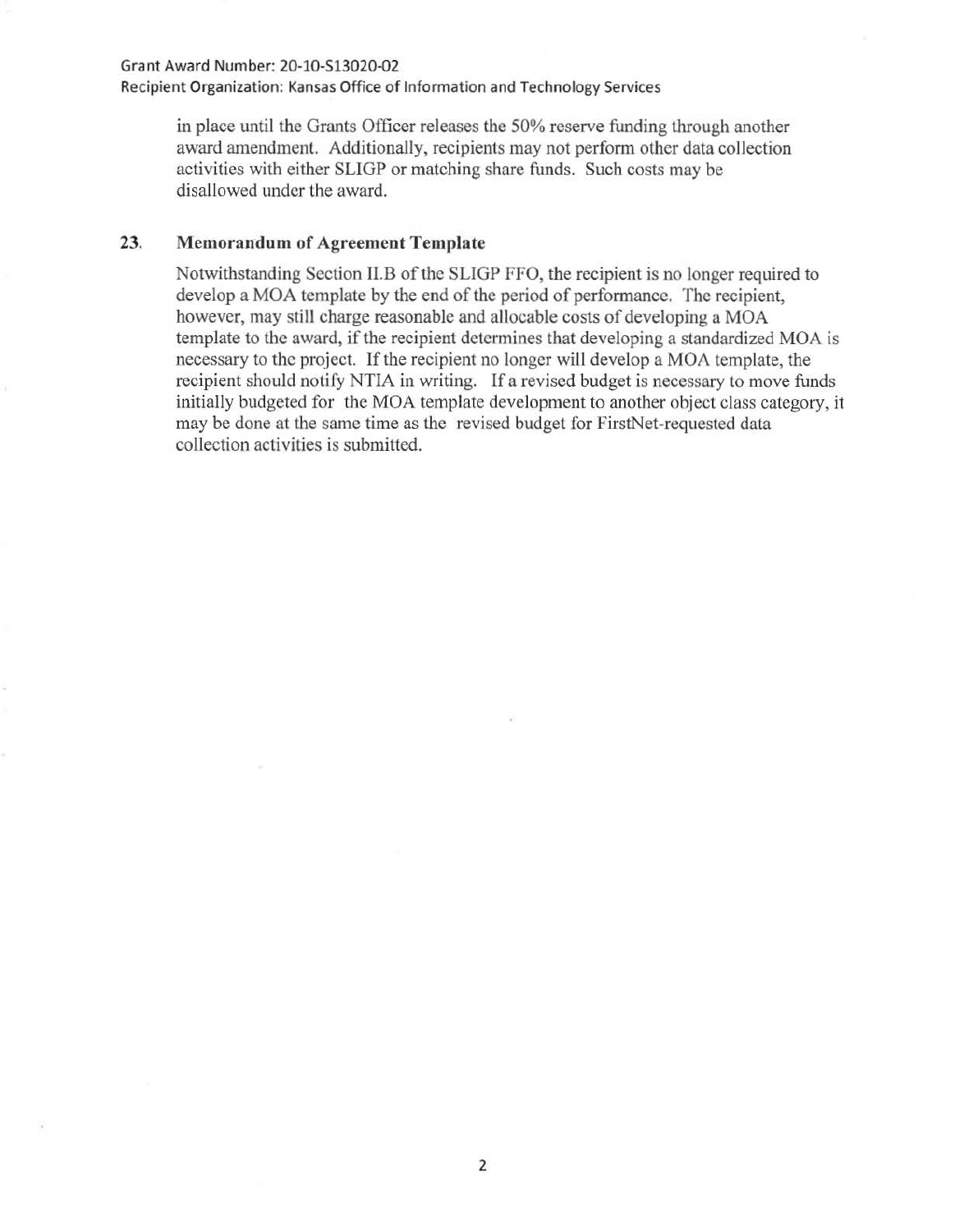in place until the Grants Officer releases the 50% reserve funding through another award amendment. Additionally, recipients may not perform other data collection activities with either SLIGP or matching share funds. Such costs may be disallowed under the award.

**23. Memorandum of Agreement Template**

Notwithstanding Section II.B of the SLIGP FFO, the recipient is no longer required to develop a MOA template by the end of the period of performance. The recipient, however, may still charge reasonable and allocable costs of developing a MOA template to the award, if the recipient determines that developing a standardized MOA is necessary to the project. If the recipient no longer will develop a MOA template, the recipient should notify NTIA in writing. If a revised budget is necessary to move funds initially budgeted for the MOA template development to another object class category, it may be done at the same time as the revised budget for FirstNet-requested data collection activities is submitted.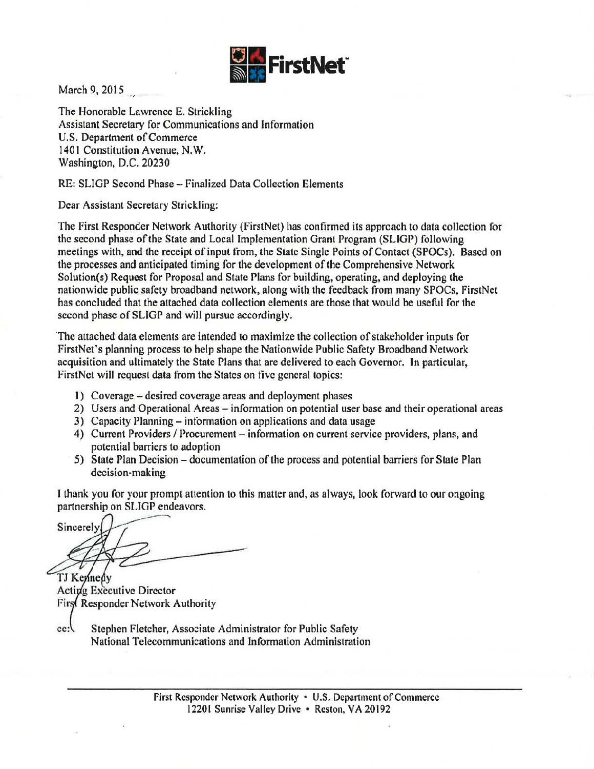FirstNet

March 9, 2015

The Honorable Lawrence E. Strickling
Assistant Secretary for Communications and Information
U.S. Department of Commerce
1401 Constitution Avenue, N.W.
Washington, D.C. 20230

RE: SLIGP Second Phase – Finalized Data Collection Elements

Dear Assistant Secretary Strickling:

The First Responder Network Authority (FirstNet) has confirmed its approach to data collection for the second phase of the State and Local Implementation Grant Program (SLIGP) following meetings with, and the receipt of input from, the State Single Points of Contact (SPOCs). Based on the processes and anticipated timing for the development of the Comprehensive Network Solution(s) Request for Proposal and State Plans for building, operating, and deploying the nationwide public safety broadband network, along with the feedback from many SPOCs, FirstNet has concluded that the attached data collection elements are those that would be useful for the second phase of SLIGP and will pursue accordingly.

The attached data elements are intended to maximize the collection of stakeholder inputs for FirstNet's planning process to help shape the Nationwide Public Safety Broadband Network acquisition and ultimately the State Plans that are delivered to each Governor. In particular, FirstNet will request data from the States on five general topics:

1) Coverage – desired coverage areas and deployment phases
2) Users and Operational Areas – information on potential user base and their operational areas
3) Capacity Planning – information on applications and data usage
4) Current Providers / Procurement – information on current service providers, plans, and potential barriers to adoption
5) State Plan Decision – documentation of the process and potential barriers for State Plan decision-making

I thank you for your prompt attention to this matter and, as always, look forward to our ongoing partnership on SLIGP endeavors.

Sincerely,

TJ Kennedy
Acting Executive Director
First Responder Network Authority

cc: Stephen Fletcher, Associate Administrator for Public Safety
National Telecommunications and Information Administration

First Responder Network Authority • U.S. Department of Commerce
12201 Sunrise Valley Drive • Reston, VA 20192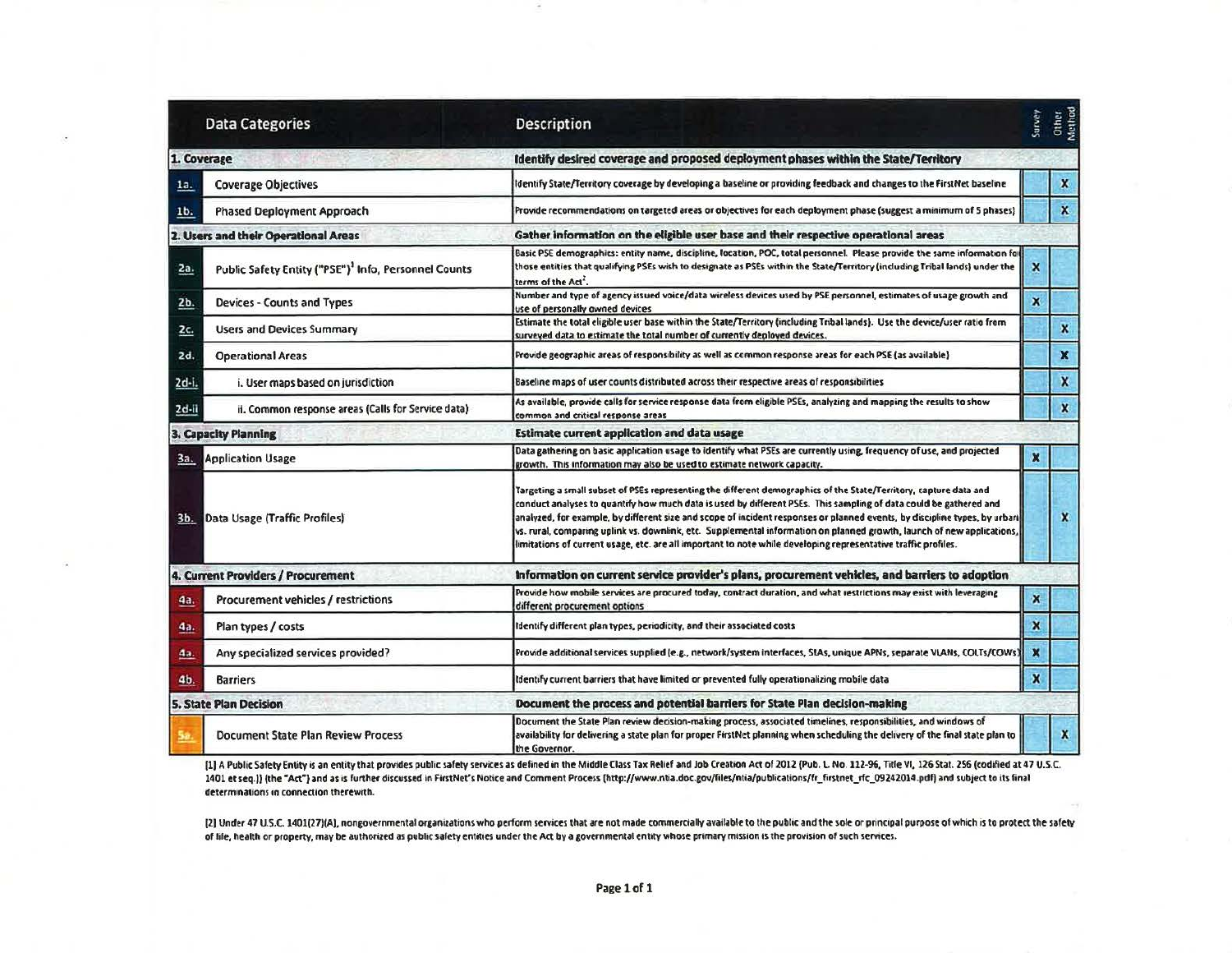| | Data Categories | Description | Survey | Other Method |
|---|---|---|---|---|
| **1. Coverage** | | **Identify desired coverage and proposed deployment phases within the State/Territory** | | |
| 1a. | Coverage Objectives | Identify State/Territory coverage by developing a baseline or providing feedback and changes to the FirstNet baseline | | X |
| 1b. | Phased Deployment Approach | Provide recommendations on targeted areas or objectives for each deployment phase (suggest a minimum of 5 phases) | | X |
| **2. Users and their Operational Areas** | | **Gather information on the eligible user base and their respective operational areas** | | |
| 2a. | Public Safety Entity ("PSE")[1] Info, Personnel Counts | Basic PSE demographics: entity name, discipline, location, POC, total personnel. Please provide the same information for those entities that qualifying PSEs wish to designate as PSEs within the State/Territory (including Tribal lands) under the terms of the Act[2]. | X | |
| 2b. | Devices - Counts and Types | Number and type of agency issued voice/data wireless devices used by PSE personnel, estimates of usage growth and use of personally owned devices | X | |
| 2c. | Users and Devices Summary | Estimate the total eligible user base within the State/Territory (including Tribal lands). Use the device/user ratio from surveyed data to estimate the total number of currently deployed devices. | | X |
| 2d. | Operational Areas | Provide geographic areas of responsibility as well as common response areas for each PSE (as available) | | X |
| 2d-i. | i. User maps based on jurisdiction | Baseline maps of user counts distributed across their respective areas of responsibilities | | X |
| 2d-ii | ii. Common response areas (Calls for Service data) | As available, provide calls for service response data from eligible PSEs, analyzing and mapping the results to show common and critical response areas | | X |
| **3. Capacity Planning** | | **Estimate current application and data usage** | | |
| 3a. | Application Usage | Data gathering on basic application usage to identify what PSEs are currently using, frequency of use, and projected growth. This information may also be used to estimate network capacity. | X | |
| 3b. | Data Usage (Traffic Profiles) | Targeting a small subset of PSEs representing the different demographics of the State/Territory, capture data and conduct analyses to quantify how much data is used by different PSEs. This sampling of data could be gathered and analyzed, for example, by different size and scope of incident responses or planned events, by discipline types, by urban vs. rural, comparing uplink vs. downlink, etc. Supplemental information on planned growth, launch of new applications, limitations of current usage, etc. are all important to note while developing representative traffic profiles. | | X |
| **4. Current Providers / Procurement** | | **Information on current service provider's plans, procurement vehicles, and barriers to adoption** | | |
| 4a. | Procurement vehicles / restrictions | Provide how mobile services are procured today, contract duration, and what restrictions may exist with leveraging different procurement options | X | |
| 4a. | Plan types / costs | Identify different plan types, periodicity, and their associated costs | X | |
| 4a. | Any specialized services provided? | Provide additional services supplied (e.g., network/system interfaces, SIAs, unique APNs, separate VLANs, COLTs/COWs) | X | |
| 4b. | Barriers | Identify current barriers that have limited or prevented fully operationalizing mobile data | X | |
| **5. State Plan Decision** | | **Document the process and potential barriers for State Plan decision-making** | | |
| 5a. | Document State Plan Review Process | Document the State Plan review decision-making process, associated timelines, responsibilities, and windows of availability for delivering a state plan for proper FirstNet planning when scheduling the delivery of the final state plan to the Governor. | | X |

[1] A Public Safety Entity is an entity that provides public safety services as defined in the Middle Class Tax Relief and Job Creation Act of 2012 (Pub. L. No. 112-96, Title VI, 126 Stat. 256 (codified at 47 U.S.C. 1401 et seq.)) (the "Act") and as is further discussed in FirstNet's Notice and Comment Process (http://www.ntia.doc.gov/files/ntia/publications/fr_firstnet_rfc_09242014.pdf) and subject to its final determinations in connection therewith.

[2] Under 47 U.S.C. 1401(27)(A), nongovernmental organizations who perform services that are not made commercially available to the public and the sole or principal purpose of which is to protect the safety of life, health or property, may be authorized as public safety entities under the Act by a governmental entity whose primary mission is the provision of such services.